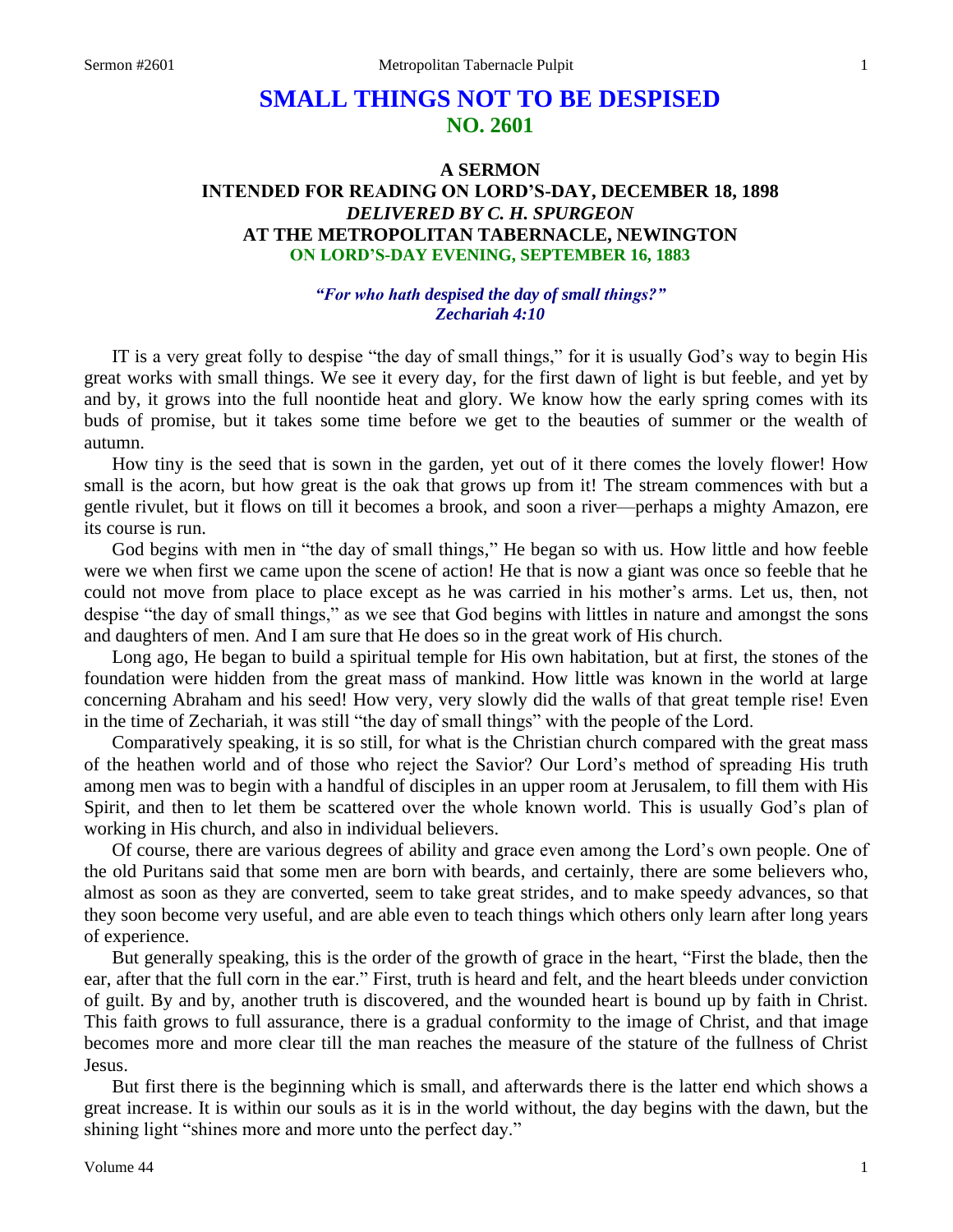# SMALL THINGS NOT TO BE DESPISED
## NO. 2601

### A SERMON
### INTENDED FOR READING ON LORD'S-DAY, DECEMBER 18, 1898
### *DELIVERED BY C. H. SPURGEON*
### AT THE METROPOLITAN TABERNACLE, NEWINGTON
### ON LORD'S-DAY EVENING, SEPTEMBER 16, 1883

***"For who hath despised the day of small things?"***
***Zechariah 4:10***

IT is a very great folly to despise "the day of small things," for it is usually God's way to begin His great works with small things. We see it every day, for the first dawn of light is but feeble, and yet by and by, it grows into the full noontide heat and glory. We know how the early spring comes with its buds of promise, but it takes some time before we get to the beauties of summer or the wealth of autumn.

How tiny is the seed that is sown in the garden, yet out of it there comes the lovely flower! How small is the acorn, but how great is the oak that grows up from it! The stream commences with but a gentle rivulet, but it flows on till it becomes a brook, and soon a river—perhaps a mighty Amazon, ere its course is run.

God begins with men in "the day of small things," He began so with us. How little and how feeble were we when first we came upon the scene of action! He that is now a giant was once so feeble that he could not move from place to place except as he was carried in his mother's arms. Let us, then, not despise "the day of small things," as we see that God begins with littles in nature and amongst the sons and daughters of men. And I am sure that He does so in the great work of His church.

Long ago, He began to build a spiritual temple for His own habitation, but at first, the stones of the foundation were hidden from the great mass of mankind. How little was known in the world at large concerning Abraham and his seed! How very, very slowly did the walls of that great temple rise! Even in the time of Zechariah, it was still "the day of small things" with the people of the Lord.

Comparatively speaking, it is so still, for what is the Christian church compared with the great mass of the heathen world and of those who reject the Savior? Our Lord's method of spreading His truth among men was to begin with a handful of disciples in an upper room at Jerusalem, to fill them with His Spirit, and then to let them be scattered over the whole known world. This is usually God's plan of working in His church, and also in individual believers.

Of course, there are various degrees of ability and grace even among the Lord's own people. One of the old Puritans said that some men are born with beards, and certainly, there are some believers who, almost as soon as they are converted, seem to take great strides, and to make speedy advances, so that they soon become very useful, and are able even to teach things which others only learn after long years of experience.

But generally speaking, this is the order of the growth of grace in the heart, "First the blade, then the ear, after that the full corn in the ear." First, truth is heard and felt, and the heart bleeds under conviction of guilt. By and by, another truth is discovered, and the wounded heart is bound up by faith in Christ. This faith grows to full assurance, there is a gradual conformity to the image of Christ, and that image becomes more and more clear till the man reaches the measure of the stature of the fullness of Christ Jesus.

But first there is the beginning which is small, and afterwards there is the latter end which shows a great increase. It is within our souls as it is in the world without, the day begins with the dawn, but the shining light "shines more and more unto the perfect day."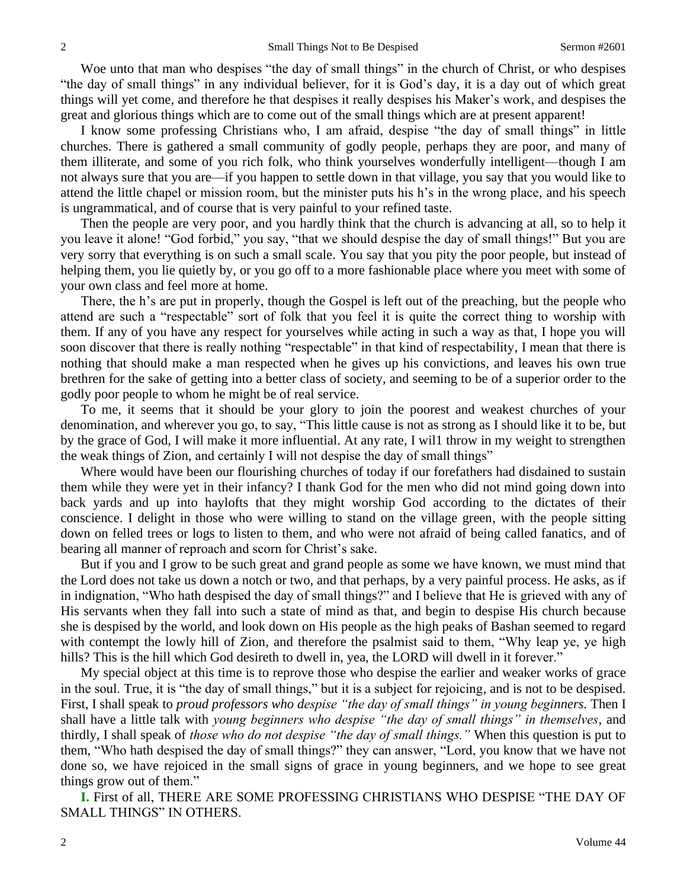Woe unto that man who despises "the day of small things" in the church of Christ, or who despises "the day of small things" in any individual believer, for it is God's day, it is a day out of which great things will yet come, and therefore he that despises it really despises his Maker's work, and despises the great and glorious things which are to come out of the small things which are at present apparent!

I know some professing Christians who, I am afraid, despise "the day of small things" in little churches. There is gathered a small community of godly people, perhaps they are poor, and many of them illiterate, and some of you rich folk, who think yourselves wonderfully intelligent—though I am not always sure that you are—if you happen to settle down in that village, you say that you would like to attend the little chapel or mission room, but the minister puts his h's in the wrong place, and his speech is ungrammatical, and of course that is very painful to your refined taste.

Then the people are very poor, and you hardly think that the church is advancing at all, so to help it you leave it alone! "God forbid," you say, "that we should despise the day of small things!" But you are very sorry that everything is on such a small scale. You say that you pity the poor people, but instead of helping them, you lie quietly by, or you go off to a more fashionable place where you meet with some of your own class and feel more at home.

There, the h's are put in properly, though the Gospel is left out of the preaching, but the people who attend are such a "respectable" sort of folk that you feel it is quite the correct thing to worship with them. If any of you have any respect for yourselves while acting in such a way as that, I hope you will soon discover that there is really nothing "respectable" in that kind of respectability, I mean that there is nothing that should make a man respected when he gives up his convictions, and leaves his own true brethren for the sake of getting into a better class of society, and seeming to be of a superior order to the godly poor people to whom he might be of real service.

To me, it seems that it should be your glory to join the poorest and weakest churches of your denomination, and wherever you go, to say, "This little cause is not as strong as I should like it to be, but by the grace of God, I will make it more influential. At any rate, I wil1 throw in my weight to strengthen the weak things of Zion, and certainly I will not despise the day of small things"

Where would have been our flourishing churches of today if our forefathers had disdained to sustain them while they were yet in their infancy? I thank God for the men who did not mind going down into back yards and up into haylofts that they might worship God according to the dictates of their conscience. I delight in those who were willing to stand on the village green, with the people sitting down on felled trees or logs to listen to them, and who were not afraid of being called fanatics, and of bearing all manner of reproach and scorn for Christ's sake.

But if you and I grow to be such great and grand people as some we have known, we must mind that the Lord does not take us down a notch or two, and that perhaps, by a very painful process. He asks, as if in indignation, "Who hath despised the day of small things?" and I believe that He is grieved with any of His servants when they fall into such a state of mind as that, and begin to despise His church because she is despised by the world, and look down on His people as the high peaks of Bashan seemed to regard with contempt the lowly hill of Zion, and therefore the psalmist said to them, "Why leap ye, ye high hills? This is the hill which God desireth to dwell in, yea, the LORD will dwell in it forever."

My special object at this time is to reprove those who despise the earlier and weaker works of grace in the soul. True, it is "the day of small things," but it is a subject for rejoicing, and is not to be despised. First, I shall speak to *proud professors who despise "the day of small things" in young beginners*. Then I shall have a little talk with *young beginners who despise "the day of small things" in themselves*, and thirdly, I shall speak of *those who do not despise "the day of small things."* When this question is put to them, "Who hath despised the day of small things?" they can answer, "Lord, you know that we have not done so, we have rejoiced in the small signs of grace in young beginners, and we hope to see great things grow out of them."

**I.** First of all, THERE ARE SOME PROFESSING CHRISTIANS WHO DESPISE "THE DAY OF SMALL THINGS" IN OTHERS.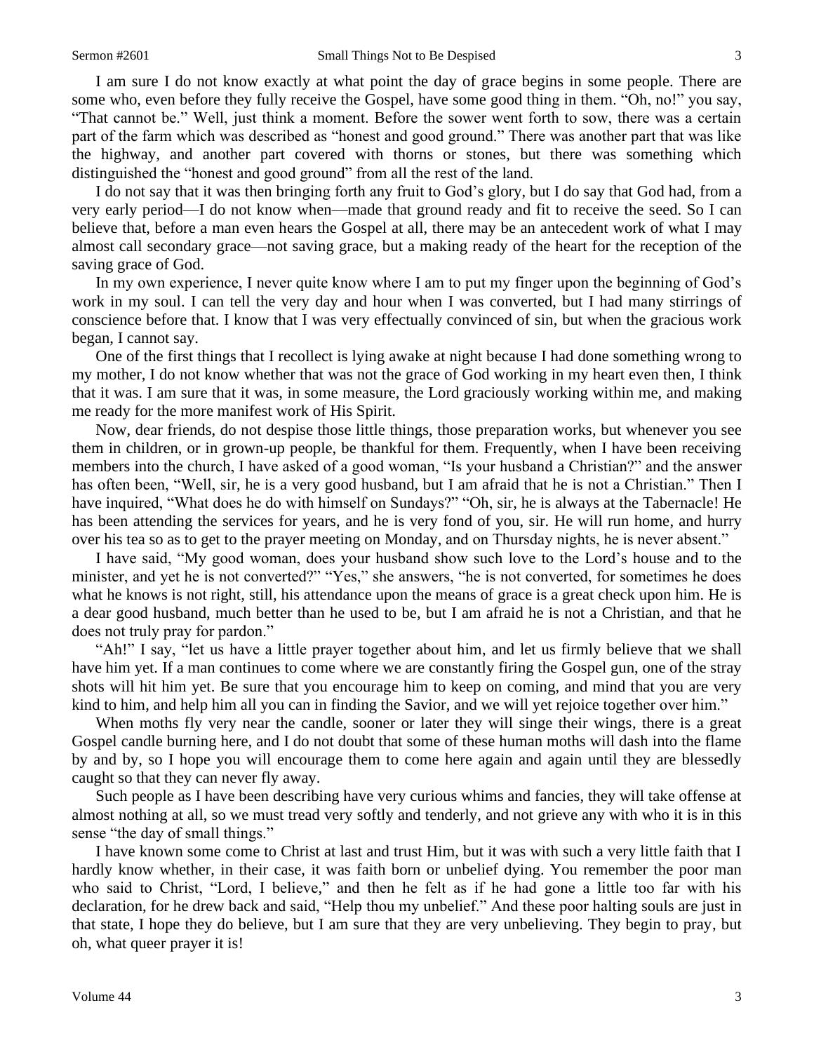I am sure I do not know exactly at what point the day of grace begins in some people. There are some who, even before they fully receive the Gospel, have some good thing in them. "Oh, no!" you say, "That cannot be." Well, just think a moment. Before the sower went forth to sow, there was a certain part of the farm which was described as "honest and good ground." There was another part that was like the highway, and another part covered with thorns or stones, but there was something which distinguished the "honest and good ground" from all the rest of the land.

I do not say that it was then bringing forth any fruit to God's glory, but I do say that God had, from a very early period—I do not know when—made that ground ready and fit to receive the seed. So I can believe that, before a man even hears the Gospel at all, there may be an antecedent work of what I may almost call secondary grace—not saving grace, but a making ready of the heart for the reception of the saving grace of God.

In my own experience, I never quite know where I am to put my finger upon the beginning of God's work in my soul. I can tell the very day and hour when I was converted, but I had many stirrings of conscience before that. I know that I was very effectually convinced of sin, but when the gracious work began, I cannot say.

One of the first things that I recollect is lying awake at night because I had done something wrong to my mother, I do not know whether that was not the grace of God working in my heart even then, I think that it was. I am sure that it was, in some measure, the Lord graciously working within me, and making me ready for the more manifest work of His Spirit.

Now, dear friends, do not despise those little things, those preparation works, but whenever you see them in children, or in grown-up people, be thankful for them. Frequently, when I have been receiving members into the church, I have asked of a good woman, "Is your husband a Christian?" and the answer has often been, "Well, sir, he is a very good husband, but I am afraid that he is not a Christian." Then I have inquired, "What does he do with himself on Sundays?" "Oh, sir, he is always at the Tabernacle! He has been attending the services for years, and he is very fond of you, sir. He will run home, and hurry over his tea so as to get to the prayer meeting on Monday, and on Thursday nights, he is never absent."

I have said, "My good woman, does your husband show such love to the Lord's house and to the minister, and yet he is not converted?" "Yes," she answers, "he is not converted, for sometimes he does what he knows is not right, still, his attendance upon the means of grace is a great check upon him. He is a dear good husband, much better than he used to be, but I am afraid he is not a Christian, and that he does not truly pray for pardon."

"Ah!" I say, "let us have a little prayer together about him, and let us firmly believe that we shall have him yet. If a man continues to come where we are constantly firing the Gospel gun, one of the stray shots will hit him yet. Be sure that you encourage him to keep on coming, and mind that you are very kind to him, and help him all you can in finding the Savior, and we will yet rejoice together over him."

When moths fly very near the candle, sooner or later they will singe their wings, there is a great Gospel candle burning here, and I do not doubt that some of these human moths will dash into the flame by and by, so I hope you will encourage them to come here again and again until they are blessedly caught so that they can never fly away.

Such people as I have been describing have very curious whims and fancies, they will take offense at almost nothing at all, so we must tread very softly and tenderly, and not grieve any with who it is in this sense "the day of small things."

I have known some come to Christ at last and trust Him, but it was with such a very little faith that I hardly know whether, in their case, it was faith born or unbelief dying. You remember the poor man who said to Christ, "Lord, I believe," and then he felt as if he had gone a little too far with his declaration, for he drew back and said, "Help thou my unbelief." And these poor halting souls are just in that state, I hope they do believe, but I am sure that they are very unbelieving. They begin to pray, but oh, what queer prayer it is!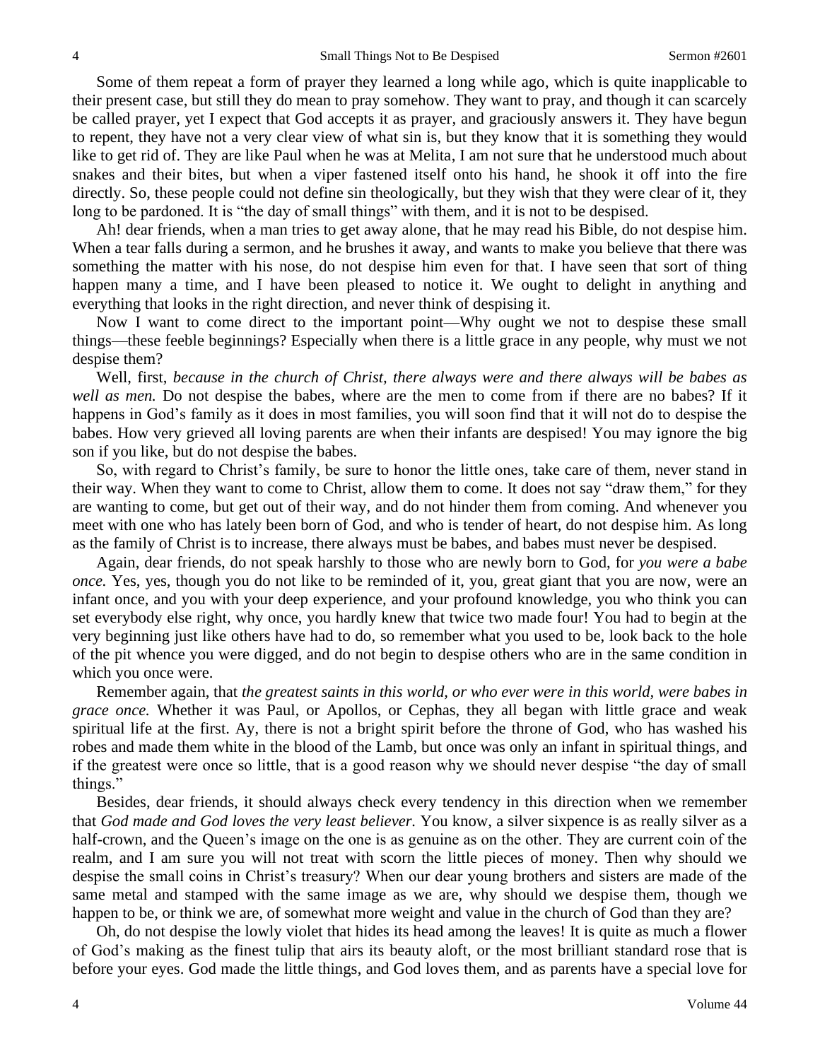Some of them repeat a form of prayer they learned a long while ago, which is quite inapplicable to their present case, but still they do mean to pray somehow. They want to pray, and though it can scarcely be called prayer, yet I expect that God accepts it as prayer, and graciously answers it. They have begun to repent, they have not a very clear view of what sin is, but they know that it is something they would like to get rid of. They are like Paul when he was at Melita, I am not sure that he understood much about snakes and their bites, but when a viper fastened itself onto his hand, he shook it off into the fire directly. So, these people could not define sin theologically, but they wish that they were clear of it, they long to be pardoned. It is "the day of small things" with them, and it is not to be despised.

Ah! dear friends, when a man tries to get away alone, that he may read his Bible, do not despise him. When a tear falls during a sermon, and he brushes it away, and wants to make you believe that there was something the matter with his nose, do not despise him even for that. I have seen that sort of thing happen many a time, and I have been pleased to notice it. We ought to delight in anything and everything that looks in the right direction, and never think of despising it.

Now I want to come direct to the important point—Why ought we not to despise these small things—these feeble beginnings? Especially when there is a little grace in any people, why must we not despise them?

Well, first, *because in the church of Christ, there always were and there always will be babes as well as men.* Do not despise the babes, where are the men to come from if there are no babes? If it happens in God's family as it does in most families, you will soon find that it will not do to despise the babes. How very grieved all loving parents are when their infants are despised! You may ignore the big son if you like, but do not despise the babes.

So, with regard to Christ's family, be sure to honor the little ones, take care of them, never stand in their way. When they want to come to Christ, allow them to come. It does not say "draw them," for they are wanting to come, but get out of their way, and do not hinder them from coming. And whenever you meet with one who has lately been born of God, and who is tender of heart, do not despise him. As long as the family of Christ is to increase, there always must be babes, and babes must never be despised.

Again, dear friends, do not speak harshly to those who are newly born to God, for *you were a babe once.* Yes, yes, though you do not like to be reminded of it, you, great giant that you are now, were an infant once, and you with your deep experience, and your profound knowledge, you who think you can set everybody else right, why once, you hardly knew that twice two made four! You had to begin at the very beginning just like others have had to do, so remember what you used to be, look back to the hole of the pit whence you were digged, and do not begin to despise others who are in the same condition in which you once were.

Remember again, that *the greatest saints in this world, or who ever were in this world, were babes in grace once.* Whether it was Paul, or Apollos, or Cephas, they all began with little grace and weak spiritual life at the first. Ay, there is not a bright spirit before the throne of God, who has washed his robes and made them white in the blood of the Lamb, but once was only an infant in spiritual things, and if the greatest were once so little, that is a good reason why we should never despise "the day of small things."

Besides, dear friends, it should always check every tendency in this direction when we remember that *God made and God loves the very least believer.* You know, a silver sixpence is as really silver as a half-crown, and the Queen's image on the one is as genuine as on the other. They are current coin of the realm, and I am sure you will not treat with scorn the little pieces of money. Then why should we despise the small coins in Christ's treasury? When our dear young brothers and sisters are made of the same metal and stamped with the same image as we are, why should we despise them, though we happen to be, or think we are, of somewhat more weight and value in the church of God than they are?

Oh, do not despise the lowly violet that hides its head among the leaves! It is quite as much a flower of God's making as the finest tulip that airs its beauty aloft, or the most brilliant standard rose that is before your eyes. God made the little things, and God loves them, and as parents have a special love for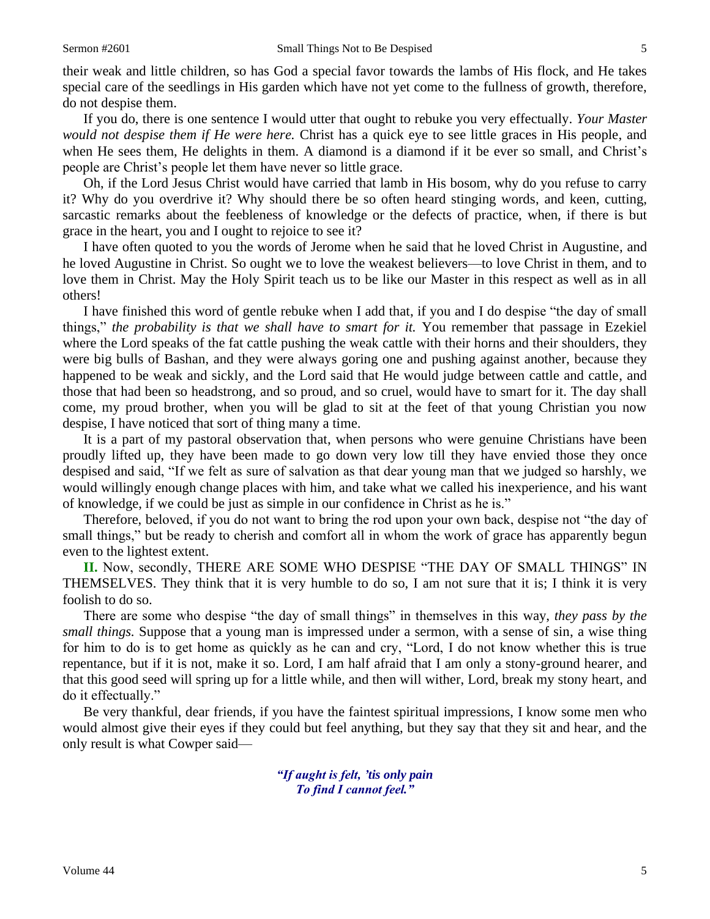their weak and little children, so has God a special favor towards the lambs of His flock, and He takes special care of the seedlings in His garden which have not yet come to the fullness of growth, therefore, do not despise them.

If you do, there is one sentence I would utter that ought to rebuke you very effectually. *Your Master would not despise them if He were here.* Christ has a quick eye to see little graces in His people, and when He sees them, He delights in them. A diamond is a diamond if it be ever so small, and Christ's people are Christ's people let them have never so little grace.

Oh, if the Lord Jesus Christ would have carried that lamb in His bosom, why do you refuse to carry it? Why do you overdrive it? Why should there be so often heard stinging words, and keen, cutting, sarcastic remarks about the feebleness of knowledge or the defects of practice, when, if there is but grace in the heart, you and I ought to rejoice to see it?

I have often quoted to you the words of Jerome when he said that he loved Christ in Augustine, and he loved Augustine in Christ. So ought we to love the weakest believers—to love Christ in them, and to love them in Christ. May the Holy Spirit teach us to be like our Master in this respect as well as in all others!

I have finished this word of gentle rebuke when I add that, if you and I do despise "the day of small things," *the probability is that we shall have to smart for it.* You remember that passage in Ezekiel where the Lord speaks of the fat cattle pushing the weak cattle with their horns and their shoulders, they were big bulls of Bashan, and they were always goring one and pushing against another, because they happened to be weak and sickly, and the Lord said that He would judge between cattle and cattle, and those that had been so headstrong, and so proud, and so cruel, would have to smart for it. The day shall come, my proud brother, when you will be glad to sit at the feet of that young Christian you now despise, I have noticed that sort of thing many a time.

It is a part of my pastoral observation that, when persons who were genuine Christians have been proudly lifted up, they have been made to go down very low till they have envied those they once despised and said, "If we felt as sure of salvation as that dear young man that we judged so harshly, we would willingly enough change places with him, and take what we called his inexperience, and his want of knowledge, if we could be just as simple in our confidence in Christ as he is."

Therefore, beloved, if you do not want to bring the rod upon your own back, despise not "the day of small things," but be ready to cherish and comfort all in whom the work of grace has apparently begun even to the lightest extent.

**II.** Now, secondly, THERE ARE SOME WHO DESPISE "THE DAY OF SMALL THINGS" IN THEMSELVES. They think that it is very humble to do so, I am not sure that it is; I think it is very foolish to do so.

There are some who despise "the day of small things" in themselves in this way, *they pass by the small things.* Suppose that a young man is impressed under a sermon, with a sense of sin, a wise thing for him to do is to get home as quickly as he can and cry, "Lord, I do not know whether this is true repentance, but if it is not, make it so. Lord, I am half afraid that I am only a stony-ground hearer, and that this good seed will spring up for a little while, and then will wither, Lord, break my stony heart, and do it effectually."

Be very thankful, dear friends, if you have the faintest spiritual impressions, I know some men who would almost give their eyes if they could but feel anything, but they say that they sit and hear, and the only result is what Cowper said—

*"If aught is felt, 'tis only pain*
*To find I cannot feel."*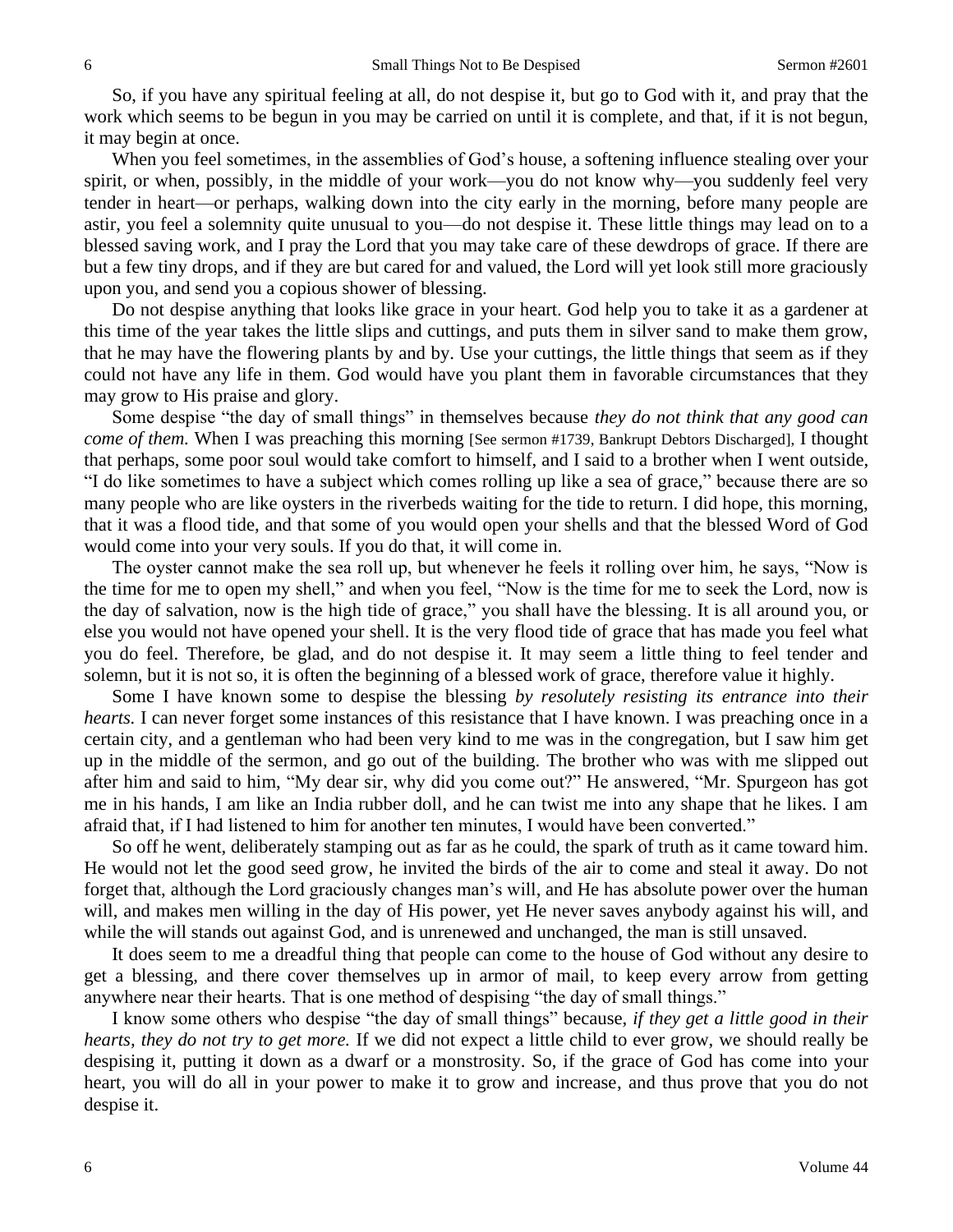So, if you have any spiritual feeling at all, do not despise it, but go to God with it, and pray that the work which seems to be begun in you may be carried on until it is complete, and that, if it is not begun, it may begin at once.

When you feel sometimes, in the assemblies of God's house, a softening influence stealing over your spirit, or when, possibly, in the middle of your work—you do not know why—you suddenly feel very tender in heart—or perhaps, walking down into the city early in the morning, before many people are astir, you feel a solemnity quite unusual to you—do not despise it. These little things may lead on to a blessed saving work, and I pray the Lord that you may take care of these dewdrops of grace. If there are but a few tiny drops, and if they are but cared for and valued, the Lord will yet look still more graciously upon you, and send you a copious shower of blessing.

Do not despise anything that looks like grace in your heart. God help you to take it as a gardener at this time of the year takes the little slips and cuttings, and puts them in silver sand to make them grow, that he may have the flowering plants by and by. Use your cuttings, the little things that seem as if they could not have any life in them. God would have you plant them in favorable circumstances that they may grow to His praise and glory.

Some despise "the day of small things" in themselves because *they do not think that any good can come of them.* When I was preaching this morning [See sermon #1739, Bankrupt Debtors Discharged], I thought that perhaps, some poor soul would take comfort to himself, and I said to a brother when I went outside, "I do like sometimes to have a subject which comes rolling up like a sea of grace," because there are so many people who are like oysters in the riverbeds waiting for the tide to return. I did hope, this morning, that it was a flood tide, and that some of you would open your shells and that the blessed Word of God would come into your very souls. If you do that, it will come in.

The oyster cannot make the sea roll up, but whenever he feels it rolling over him, he says, "Now is the time for me to open my shell," and when you feel, "Now is the time for me to seek the Lord, now is the day of salvation, now is the high tide of grace," you shall have the blessing. It is all around you, or else you would not have opened your shell. It is the very flood tide of grace that has made you feel what you do feel. Therefore, be glad, and do not despise it. It may seem a little thing to feel tender and solemn, but it is not so, it is often the beginning of a blessed work of grace, therefore value it highly.

Some I have known some to despise the blessing *by resolutely resisting its entrance into their hearts.* I can never forget some instances of this resistance that I have known. I was preaching once in a certain city, and a gentleman who had been very kind to me was in the congregation, but I saw him get up in the middle of the sermon, and go out of the building. The brother who was with me slipped out after him and said to him, "My dear sir, why did you come out?" He answered, "Mr. Spurgeon has got me in his hands, I am like an India rubber doll, and he can twist me into any shape that he likes. I am afraid that, if I had listened to him for another ten minutes, I would have been converted."

So off he went, deliberately stamping out as far as he could, the spark of truth as it came toward him. He would not let the good seed grow, he invited the birds of the air to come and steal it away. Do not forget that, although the Lord graciously changes man's will, and He has absolute power over the human will, and makes men willing in the day of His power, yet He never saves anybody against his will, and while the will stands out against God, and is unrenewed and unchanged, the man is still unsaved.

It does seem to me a dreadful thing that people can come to the house of God without any desire to get a blessing, and there cover themselves up in armor of mail, to keep every arrow from getting anywhere near their hearts. That is one method of despising "the day of small things."

I know some others who despise "the day of small things" because, *if they get a little good in their hearts, they do not try to get more.* If we did not expect a little child to ever grow, we should really be despising it, putting it down as a dwarf or a monstrosity. So, if the grace of God has come into your heart, you will do all in your power to make it to grow and increase, and thus prove that you do not despise it.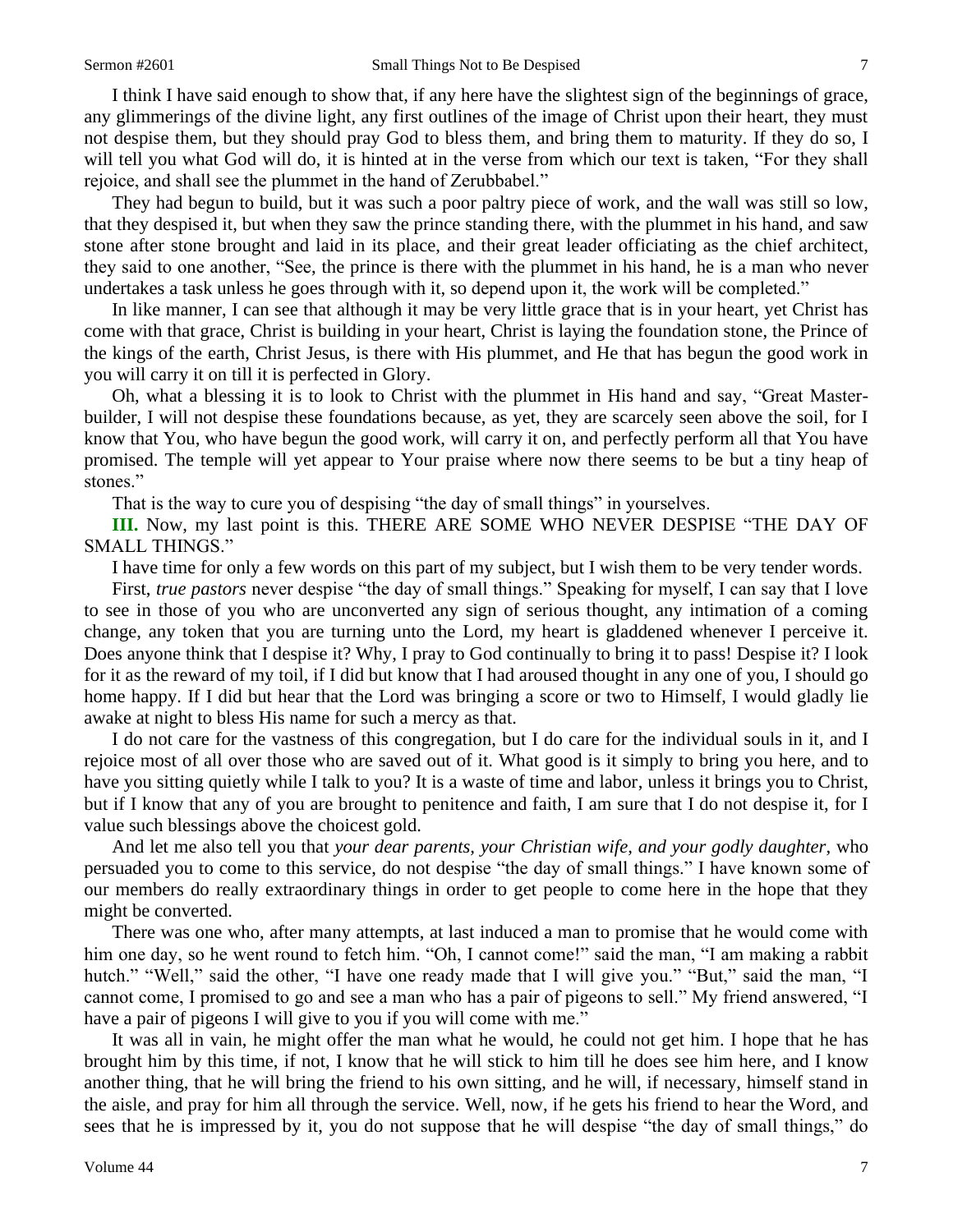I think I have said enough to show that, if any here have the slightest sign of the beginnings of grace, any glimmerings of the divine light, any first outlines of the image of Christ upon their heart, they must not despise them, but they should pray God to bless them, and bring them to maturity. If they do so, I will tell you what God will do, it is hinted at in the verse from which our text is taken, "For they shall rejoice, and shall see the plummet in the hand of Zerubbabel."

They had begun to build, but it was such a poor paltry piece of work, and the wall was still so low, that they despised it, but when they saw the prince standing there, with the plummet in his hand, and saw stone after stone brought and laid in its place, and their great leader officiating as the chief architect, they said to one another, "See, the prince is there with the plummet in his hand, he is a man who never undertakes a task unless he goes through with it, so depend upon it, the work will be completed."

In like manner, I can see that although it may be very little grace that is in your heart, yet Christ has come with that grace, Christ is building in your heart, Christ is laying the foundation stone, the Prince of the kings of the earth, Christ Jesus, is there with His plummet, and He that has begun the good work in you will carry it on till it is perfected in Glory.

Oh, what a blessing it is to look to Christ with the plummet in His hand and say, "Great Master-builder, I will not despise these foundations because, as yet, they are scarcely seen above the soil, for I know that You, who have begun the good work, will carry it on, and perfectly perform all that You have promised. The temple will yet appear to Your praise where now there seems to be but a tiny heap of stones."

That is the way to cure you of despising "the day of small things" in yourselves.

**III.** Now, my last point is this. THERE ARE SOME WHO NEVER DESPISE "THE DAY OF SMALL THINGS."

I have time for only a few words on this part of my subject, but I wish them to be very tender words.

First, *true pastors* never despise "the day of small things." Speaking for myself, I can say that I love to see in those of you who are unconverted any sign of serious thought, any intimation of a coming change, any token that you are turning unto the Lord, my heart is gladdened whenever I perceive it. Does anyone think that I despise it? Why, I pray to God continually to bring it to pass! Despise it? I look for it as the reward of my toil, if I did but know that I had aroused thought in any one of you, I should go home happy. If I did but hear that the Lord was bringing a score or two to Himself, I would gladly lie awake at night to bless His name for such a mercy as that.

I do not care for the vastness of this congregation, but I do care for the individual souls in it, and I rejoice most of all over those who are saved out of it. What good is it simply to bring you here, and to have you sitting quietly while I talk to you? It is a waste of time and labor, unless it brings you to Christ, but if I know that any of you are brought to penitence and faith, I am sure that I do not despise it, for I value such blessings above the choicest gold.

And let me also tell you that *your dear parents, your Christian wife, and your godly daughter,* who persuaded you to come to this service, do not despise "the day of small things." I have known some of our members do really extraordinary things in order to get people to come here in the hope that they might be converted.

There was one who, after many attempts, at last induced a man to promise that he would come with him one day, so he went round to fetch him. "Oh, I cannot come!" said the man, "I am making a rabbit hutch." "Well," said the other, "I have one ready made that I will give you." "But," said the man, "I cannot come, I promised to go and see a man who has a pair of pigeons to sell." My friend answered, "I have a pair of pigeons I will give to you if you will come with me."

It was all in vain, he might offer the man what he would, he could not get him. I hope that he has brought him by this time, if not, I know that he will stick to him till he does see him here, and I know another thing, that he will bring the friend to his own sitting, and he will, if necessary, himself stand in the aisle, and pray for him all through the service. Well, now, if he gets his friend to hear the Word, and sees that he is impressed by it, you do not suppose that he will despise "the day of small things," do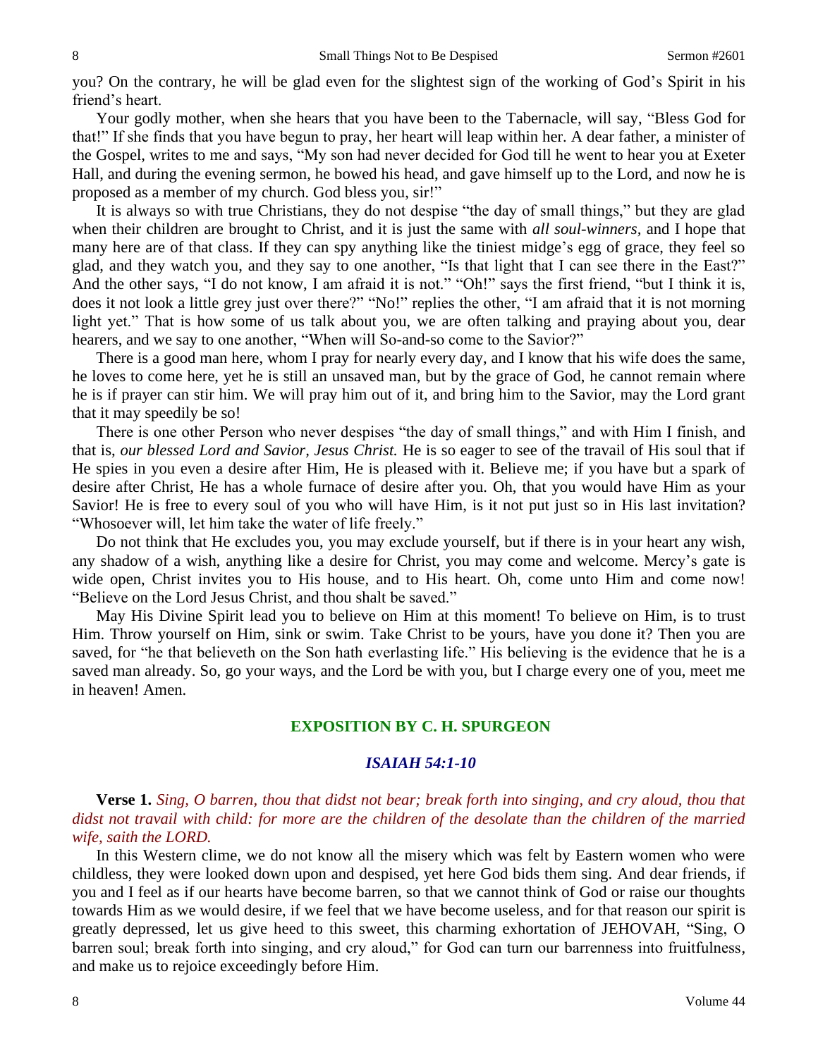you? On the contrary, he will be glad even for the slightest sign of the working of God's Spirit in his friend's heart.

Your godly mother, when she hears that you have been to the Tabernacle, will say, "Bless God for that!" If she finds that you have begun to pray, her heart will leap within her. A dear father, a minister of the Gospel, writes to me and says, "My son had never decided for God till he went to hear you at Exeter Hall, and during the evening sermon, he bowed his head, and gave himself up to the Lord, and now he is proposed as a member of my church. God bless you, sir!"

It is always so with true Christians, they do not despise "the day of small things," but they are glad when their children are brought to Christ, and it is just the same with *all soul-winners,* and I hope that many here are of that class. If they can spy anything like the tiniest midge's egg of grace, they feel so glad, and they watch you, and they say to one another, "Is that light that I can see there in the East?" And the other says, "I do not know, I am afraid it is not." "Oh!" says the first friend, "but I think it is, does it not look a little grey just over there?" "No!" replies the other, "I am afraid that it is not morning light yet." That is how some of us talk about you, we are often talking and praying about you, dear hearers, and we say to one another, "When will So-and-so come to the Savior?"

There is a good man here, whom I pray for nearly every day, and I know that his wife does the same, he loves to come here, yet he is still an unsaved man, but by the grace of God, he cannot remain where he is if prayer can stir him. We will pray him out of it, and bring him to the Savior, may the Lord grant that it may speedily be so!

There is one other Person who never despises "the day of small things," and with Him I finish, and that is, *our blessed Lord and Savior, Jesus Christ.* He is so eager to see of the travail of His soul that if He spies in you even a desire after Him, He is pleased with it. Believe me; if you have but a spark of desire after Christ, He has a whole furnace of desire after you. Oh, that you would have Him as your Savior! He is free to every soul of you who will have Him, is it not put just so in His last invitation? "Whosoever will, let him take the water of life freely."

Do not think that He excludes you, you may exclude yourself, but if there is in your heart any wish, any shadow of a wish, anything like a desire for Christ, you may come and welcome. Mercy's gate is wide open, Christ invites you to His house, and to His heart. Oh, come unto Him and come now! "Believe on the Lord Jesus Christ, and thou shalt be saved."

May His Divine Spirit lead you to believe on Him at this moment! To believe on Him, is to trust Him. Throw yourself on Him, sink or swim. Take Christ to be yours, have you done it? Then you are saved, for "he that believeth on the Son hath everlasting life." His believing is the evidence that he is a saved man already. So, go your ways, and the Lord be with you, but I charge every one of you, meet me in heaven! Amen.

## EXPOSITION BY C. H. SPURGEON

### *ISAIAH 54:1-10*

**Verse 1.** *Sing, O barren, thou that didst not bear; break forth into singing, and cry aloud, thou that didst not travail with child: for more are the children of the desolate than the children of the married wife, saith the LORD.*

In this Western clime, we do not know all the misery which was felt by Eastern women who were childless, they were looked down upon and despised, yet here God bids them sing. And dear friends, if you and I feel as if our hearts have become barren, so that we cannot think of God or raise our thoughts towards Him as we would desire, if we feel that we have become useless, and for that reason our spirit is greatly depressed, let us give heed to this sweet, this charming exhortation of JEHOVAH, "Sing, O barren soul; break forth into singing, and cry aloud," for God can turn our barrenness into fruitfulness, and make us to rejoice exceedingly before Him.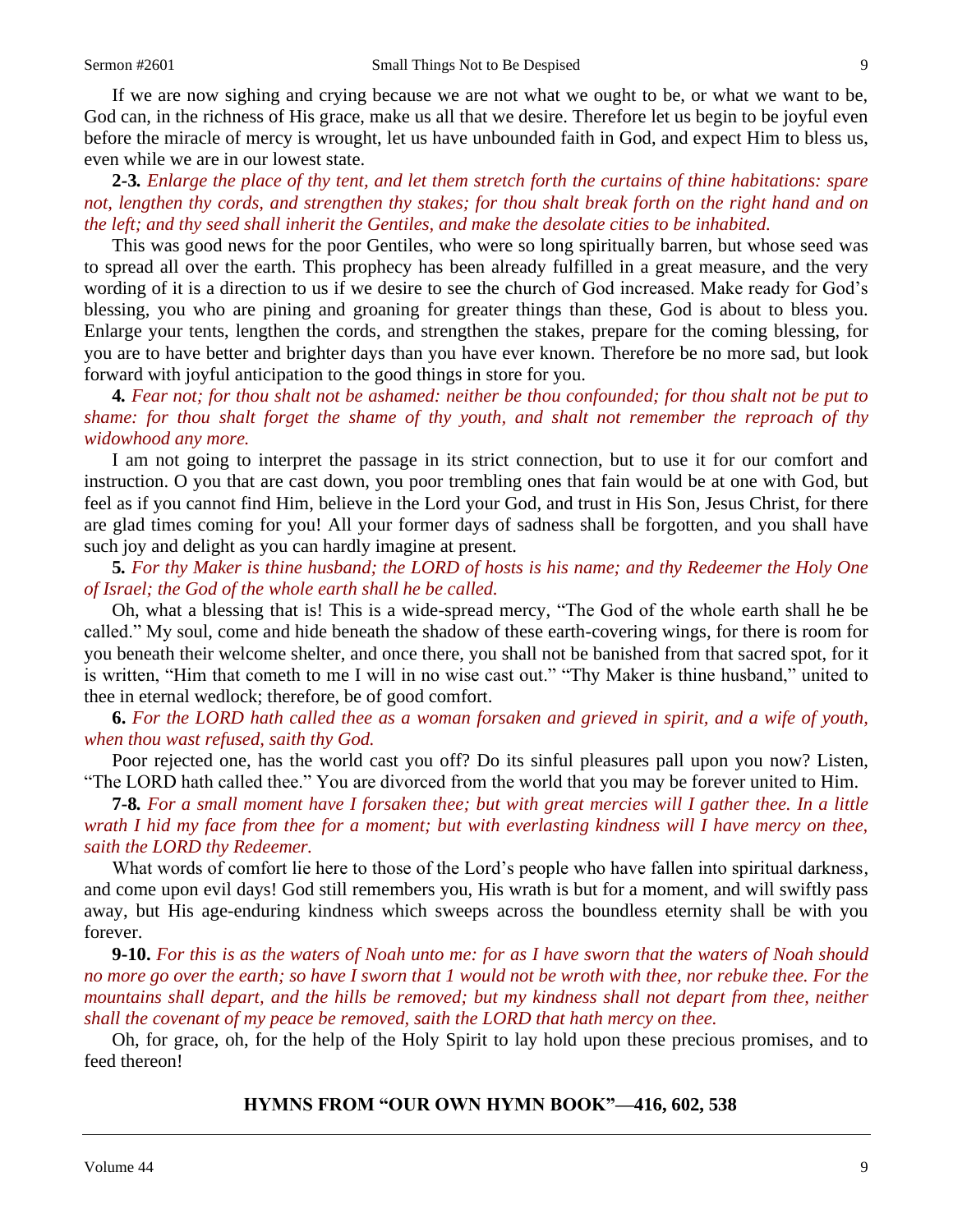If we are now sighing and crying because we are not what we ought to be, or what we want to be, God can, in the richness of His grace, make us all that we desire. Therefore let us begin to be joyful even before the miracle of mercy is wrought, let us have unbounded faith in God, and expect Him to bless us, even while we are in our lowest state.

**2-3.** *Enlarge the place of thy tent, and let them stretch forth the curtains of thine habitations: spare not, lengthen thy cords, and strengthen thy stakes; for thou shalt break forth on the right hand and on the left; and thy seed shall inherit the Gentiles, and make the desolate cities to be inhabited.*

This was good news for the poor Gentiles, who were so long spiritually barren, but whose seed was to spread all over the earth. This prophecy has been already fulfilled in a great measure, and the very wording of it is a direction to us if we desire to see the church of God increased. Make ready for God's blessing, you who are pining and groaning for greater things than these, God is about to bless you. Enlarge your tents, lengthen the cords, and strengthen the stakes, prepare for the coming blessing, for you are to have better and brighter days than you have ever known. Therefore be no more sad, but look forward with joyful anticipation to the good things in store for you.

**4.** *Fear not; for thou shalt not be ashamed: neither be thou confounded; for thou shalt not be put to shame: for thou shalt forget the shame of thy youth, and shalt not remember the reproach of thy widowhood any more.*

I am not going to interpret the passage in its strict connection, but to use it for our comfort and instruction. O you that are cast down, you poor trembling ones that fain would be at one with God, but feel as if you cannot find Him, believe in the Lord your God, and trust in His Son, Jesus Christ, for there are glad times coming for you! All your former days of sadness shall be forgotten, and you shall have such joy and delight as you can hardly imagine at present.

**5.** *For thy Maker is thine husband; the LORD of hosts is his name; and thy Redeemer the Holy One of Israel; the God of the whole earth shall he be called.*

Oh, what a blessing that is! This is a wide-spread mercy, "The God of the whole earth shall he be called." My soul, come and hide beneath the shadow of these earth-covering wings, for there is room for you beneath their welcome shelter, and once there, you shall not be banished from that sacred spot, for it is written, "Him that cometh to me I will in no wise cast out." "Thy Maker is thine husband," united to thee in eternal wedlock; therefore, be of good comfort.

**6.** *For the LORD hath called thee as a woman forsaken and grieved in spirit, and a wife of youth, when thou wast refused, saith thy God.*

Poor rejected one, has the world cast you off? Do its sinful pleasures pall upon you now? Listen, "The LORD hath called thee." You are divorced from the world that you may be forever united to Him.

**7-8.** *For a small moment have I forsaken thee; but with great mercies will I gather thee. In a little wrath I hid my face from thee for a moment; but with everlasting kindness will I have mercy on thee, saith the LORD thy Redeemer.*

What words of comfort lie here to those of the Lord's people who have fallen into spiritual darkness, and come upon evil days! God still remembers you, His wrath is but for a moment, and will swiftly pass away, but His age-enduring kindness which sweeps across the boundless eternity shall be with you forever.

**9-10.** *For this is as the waters of Noah unto me: for as I have sworn that the waters of Noah should no more go over the earth; so have I sworn that 1 would not be wroth with thee, nor rebuke thee. For the mountains shall depart, and the hills be removed; but my kindness shall not depart from thee, neither shall the covenant of my peace be removed, saith the LORD that hath mercy on thee.*

Oh, for grace, oh, for the help of the Holy Spirit to lay hold upon these precious promises, and to feed thereon!

**HYMNS FROM "OUR OWN HYMN BOOK"—416, 602, 538**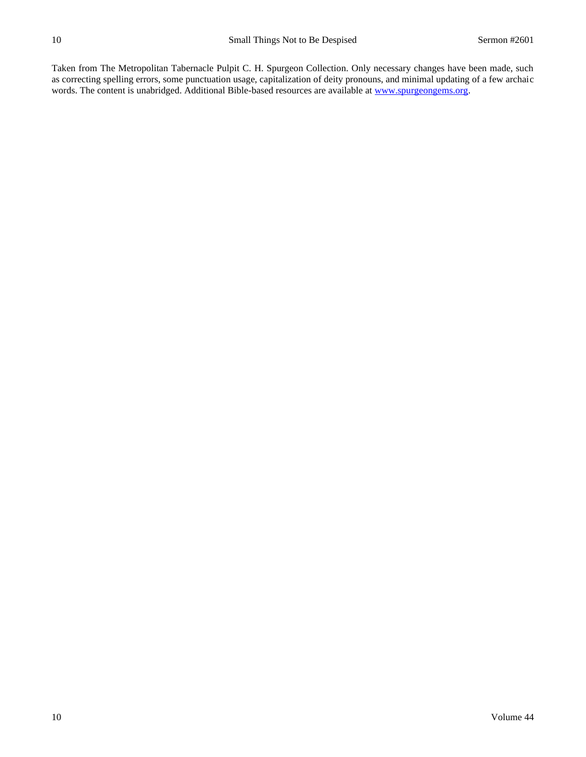Taken from The Metropolitan Tabernacle Pulpit C. H. Spurgeon Collection. Only necessary changes have been made, such as correcting spelling errors, some punctuation usage, capitalization of deity pronouns, and minimal updating of a few archaic words. The content is unabridged. Additional Bible-based resources are available at www.spurgeongems.org.